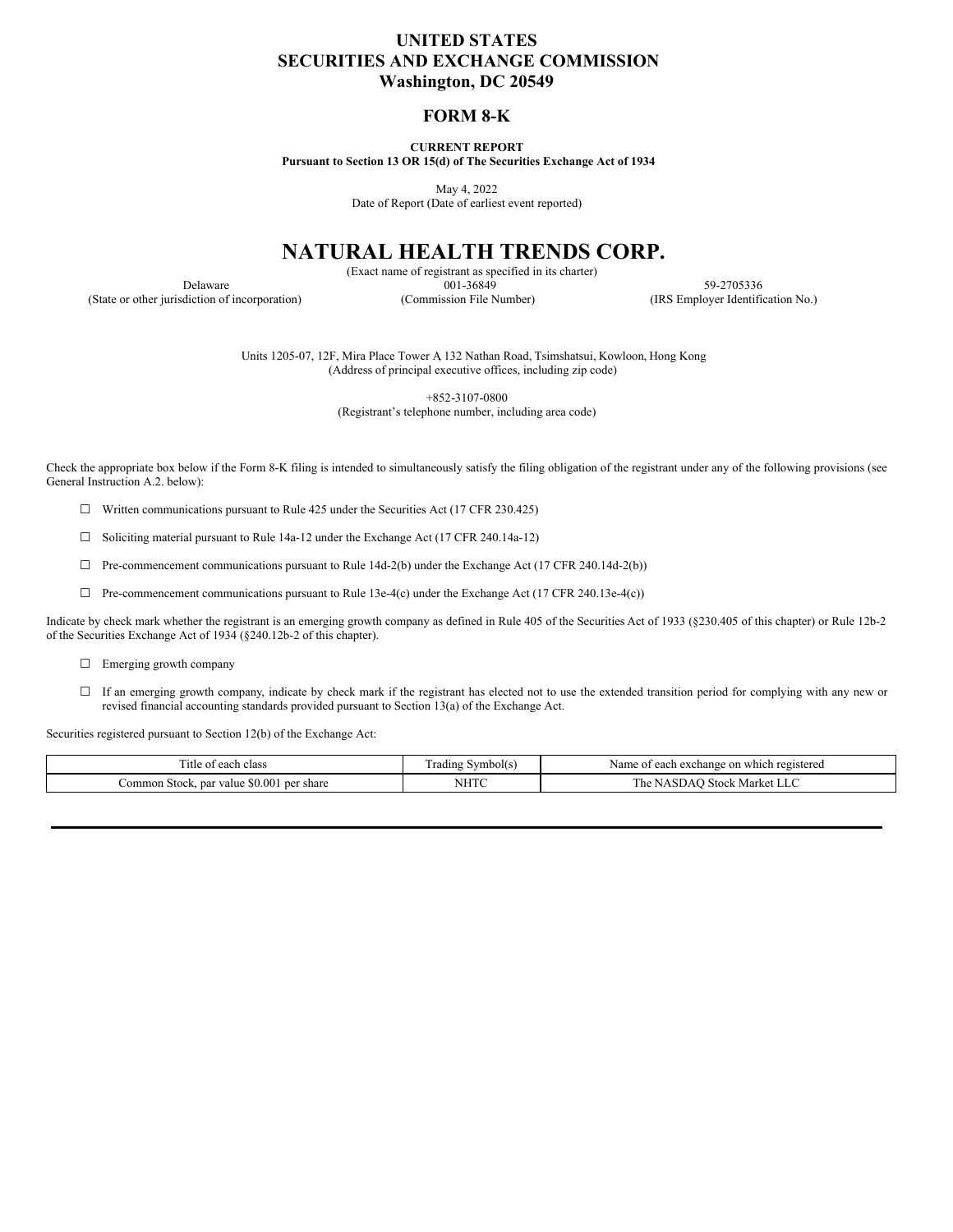# UNITED STATES
# SECURITIES AND EXCHANGE COMMISSION
# Washington, DC 20549

## FORM 8-K

**CURRENT REPORT**
**Pursuant to Section 13 OR 15(d) of The Securities Exchange Act of 1934**

May 4, 2022
Date of Report (Date of earliest event reported)

# NATURAL HEALTH TRENDS CORP.

(Exact name of registrant as specified in its charter)

| Delaware | 001-36849 | 59-2705336 |
|---|---|---|
| (State or other jurisdiction of incorporation) | (Commission File Number) | (IRS Employer Identification No.) |

Units 1205-07, 12F, Mira Place Tower A 132 Nathan Road, Tsimshatsui, Kowloon, Hong Kong
(Address of principal executive offices, including zip code)

+852-3107-0800
(Registrant's telephone number, including area code)

Check the appropriate box below if the Form 8-K filing is intended to simultaneously satisfy the filing obligation of the registrant under any of the following provisions (see General Instruction A.2. below):

☐ Written communications pursuant to Rule 425 under the Securities Act (17 CFR 230.425)

☐ Soliciting material pursuant to Rule 14a-12 under the Exchange Act (17 CFR 240.14a-12)

☐ Pre-commencement communications pursuant to Rule 14d-2(b) under the Exchange Act (17 CFR 240.14d-2(b))

☐ Pre-commencement communications pursuant to Rule 13e-4(c) under the Exchange Act (17 CFR 240.13e-4(c))

Indicate by check mark whether the registrant is an emerging growth company as defined in Rule 405 of the Securities Act of 1933 (§230.405 of this chapter) or Rule 12b-2 of the Securities Exchange Act of 1934 (§240.12b-2 of this chapter).

☐ Emerging growth company

☐ If an emerging growth company, indicate by check mark if the registrant has elected not to use the extended transition period for complying with any new or revised financial accounting standards provided pursuant to Section 13(a) of the Exchange Act.

Securities registered pursuant to Section 12(b) of the Exchange Act:

| Title of each class | Trading Symbol(s) | Name of each exchange on which registered |
|---|---|---|
| Common Stock, par value $0.001 per share | NHTC | The NASDAQ Stock Market LLC |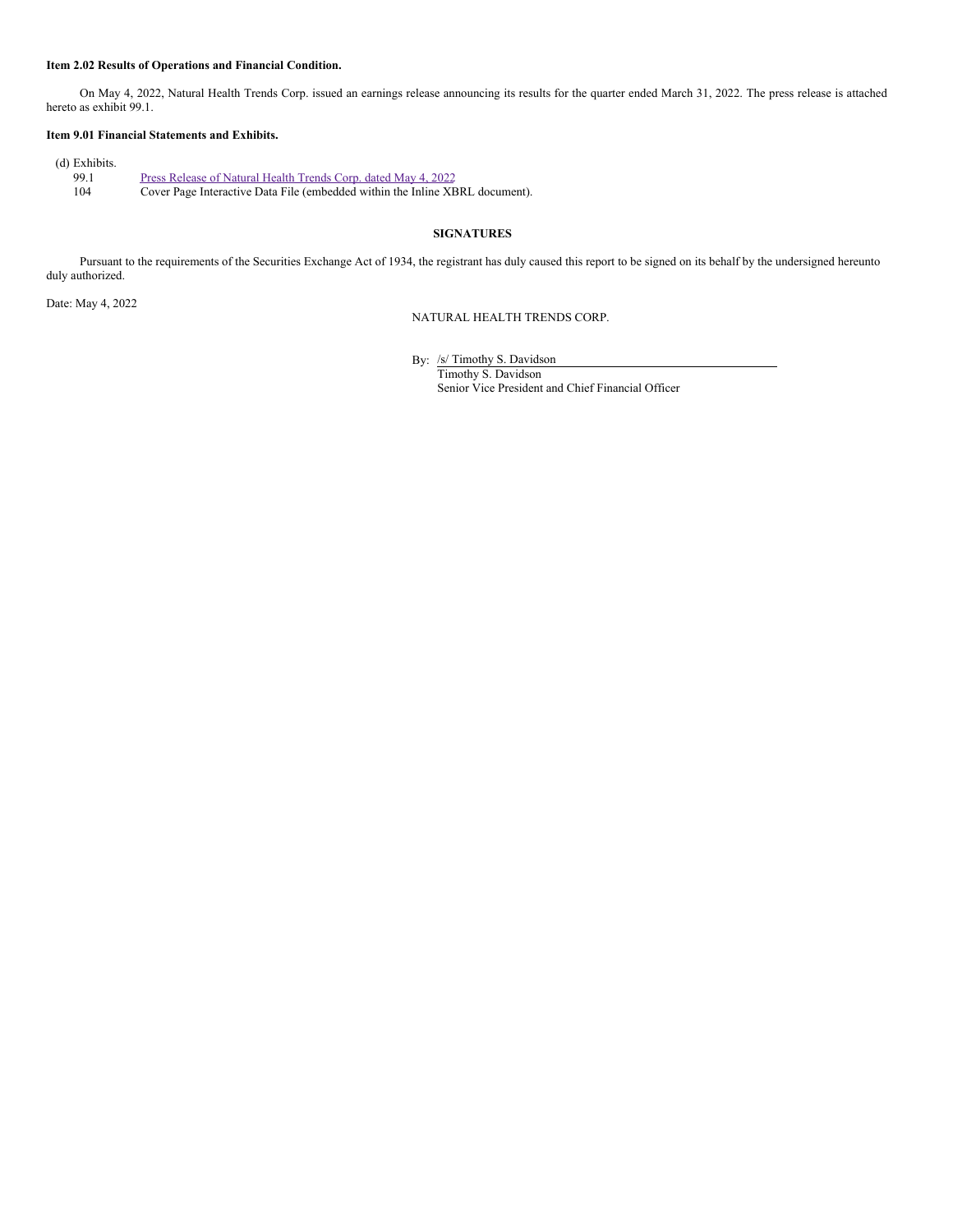**Item 2.02 Results of Operations and Financial Condition.**

On May 4, 2022, Natural Health Trends Corp. issued an earnings release announcing its results for the quarter ended March 31, 2022. The press release is attached hereto as exhibit 99.1.

**Item 9.01 Financial Statements and Exhibits.**

(d) Exhibits.

| | |
|---|---|
| 99.1 | Press Release of Natural Health Trends Corp. dated May 4, 2022 |
| 104 | Cover Page Interactive Data File (embedded within the Inline XBRL document). |

**SIGNATURES**

Pursuant to the requirements of the Securities Exchange Act of 1934, the registrant has duly caused this report to be signed on its behalf by the undersigned hereunto duly authorized.

Date: May 4, 2022

NATURAL HEALTH TRENDS CORP.

By: /s/ Timothy S. Davidson
Timothy S. Davidson
Senior Vice President and Chief Financial Officer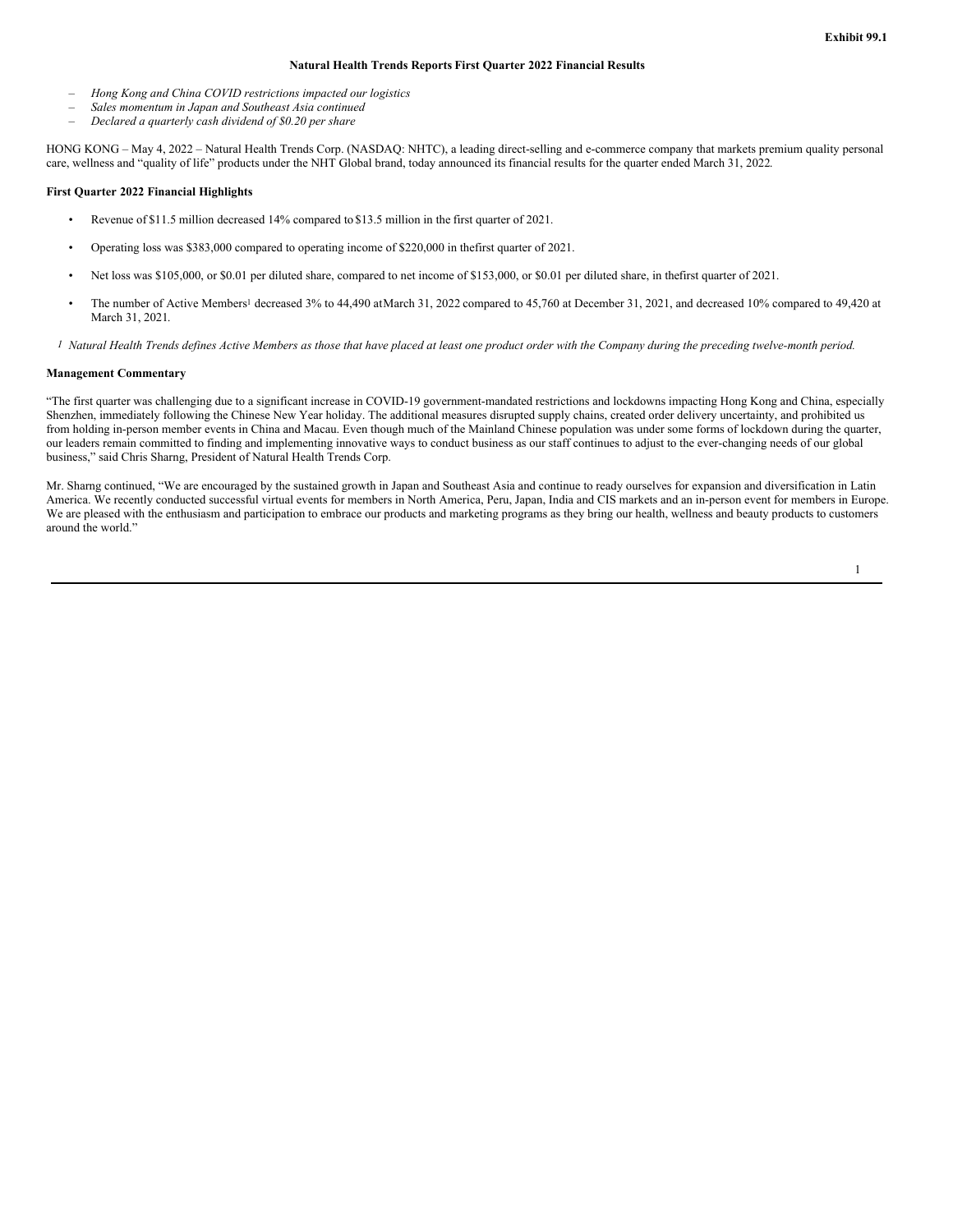Exhibit 99.1

# Natural Health Trends Reports First Quarter 2022 Financial Results

- *Hong Kong and China COVID restrictions impacted our logistics*
- *Sales momentum in Japan and Southeast Asia continued*
- *Declared a quarterly cash dividend of $0.20 per share*

HONG KONG – May 4, 2022 – Natural Health Trends Corp. (NASDAQ: NHTC), a leading direct-selling and e-commerce company that markets premium quality personal care, wellness and "quality of life" products under the NHT Global brand, today announced its financial results for the quarter ended March 31, 2022.

**First Quarter 2022 Financial Highlights**

- Revenue of $11.5 million decreased 14% compared to $13.5 million in the first quarter of 2021.
- Operating loss was $383,000 compared to operating income of $220,000 in the first quarter of 2021.
- Net loss was $105,000, or $0.01 per diluted share, compared to net income of $153,000, or $0.01 per diluted share, in the first quarter of 2021.
- The number of Active Members[1] decreased 3% to 44,490 at March 31, 2022 compared to 45,760 at December 31, 2021, and decreased 10% compared to 49,420 at March 31, 2021.

[1] *Natural Health Trends defines Active Members as those that have placed at least one product order with the Company during the preceding twelve-month period.*

**Management Commentary**

"The first quarter was challenging due to a significant increase in COVID-19 government-mandated restrictions and lockdowns impacting Hong Kong and China, especially Shenzhen, immediately following the Chinese New Year holiday. The additional measures disrupted supply chains, created order delivery uncertainty, and prohibited us from holding in-person member events in China and Macau. Even though much of the Mainland Chinese population was under some forms of lockdown during the quarter, our leaders remain committed to finding and implementing innovative ways to conduct business as our staff continues to adjust to the ever-changing needs of our global business," said Chris Sharng, President of Natural Health Trends Corp.

Mr. Sharng continued, "We are encouraged by the sustained growth in Japan and Southeast Asia and continue to ready ourselves for expansion and diversification in Latin America. We recently conducted successful virtual events for members in North America, Peru, Japan, India and CIS markets and an in-person event for members in Europe. We are pleased with the enthusiasm and participation to embrace our products and marketing programs as they bring our health, wellness and beauty products to customers around the world."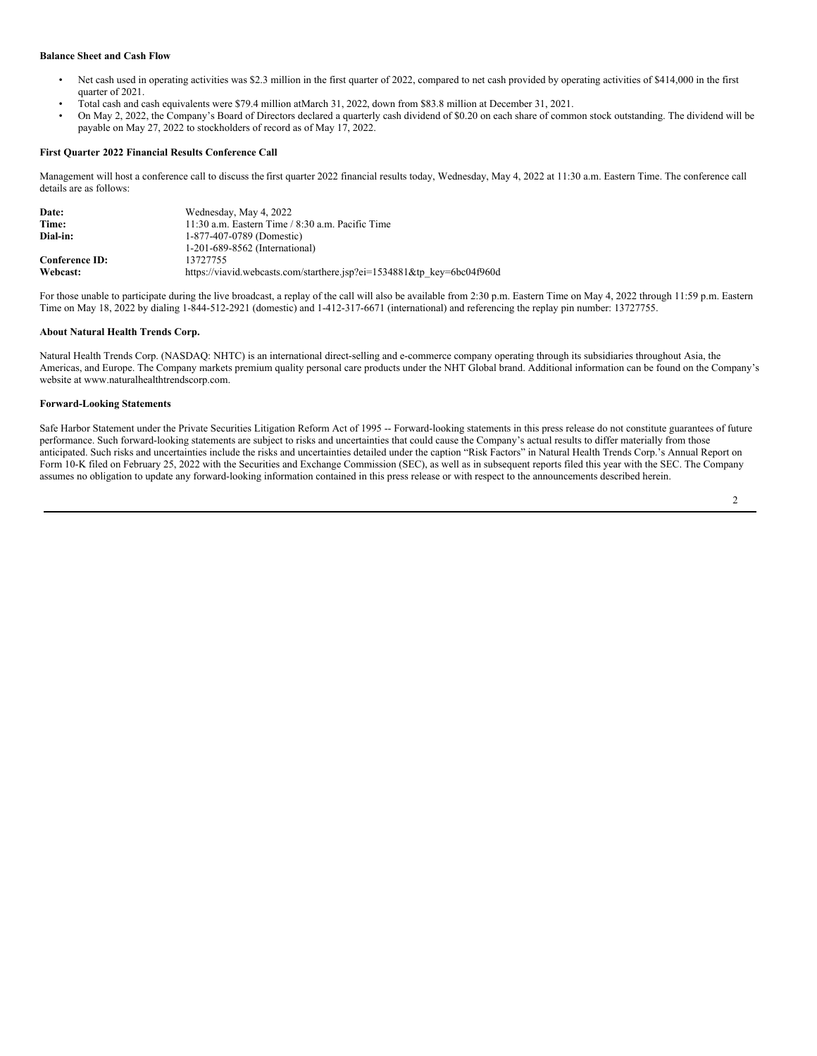**Balance Sheet and Cash Flow**

- Net cash used in operating activities was $2.3 million in the first quarter of 2022, compared to net cash provided by operating activities of $414,000 in the first quarter of 2021.
- Total cash and cash equivalents were $79.4 million atMarch 31, 2022, down from $83.8 million at December 31, 2021.
- On May 2, 2022, the Company's Board of Directors declared a quarterly cash dividend of $0.20 on each share of common stock outstanding. The dividend will be payable on May 27, 2022 to stockholders of record as of May 17, 2022.

**First Quarter 2022 Financial Results Conference Call**

Management will host a conference call to discuss the first quarter 2022 financial results today, Wednesday, May 4, 2022 at 11:30 a.m. Eastern Time. The conference call details are as follows:

| | |
|---|---|
| **Date:** | Wednesday, May 4, 2022 |
| **Time:** | 11:30 a.m. Eastern Time / 8:30 a.m. Pacific Time |
| **Dial-in:** | 1-877-407-0789 (Domestic) |
| | 1-201-689-8562 (International) |
| **Conference ID:** | 13727755 |
| **Webcast:** | https://viavid.webcasts.com/starthere.jsp?ei=1534881&tp_key=6bc04f960d |

For those unable to participate during the live broadcast, a replay of the call will also be available from 2:30 p.m. Eastern Time on May 4, 2022 through 11:59 p.m. Eastern Time on May 18, 2022 by dialing 1-844-512-2921 (domestic) and 1-412-317-6671 (international) and referencing the replay pin number: 13727755.

**About Natural Health Trends Corp.**

Natural Health Trends Corp. (NASDAQ: NHTC) is an international direct-selling and e-commerce company operating through its subsidiaries throughout Asia, the Americas, and Europe. The Company markets premium quality personal care products under the NHT Global brand. Additional information can be found on the Company's website at www.naturalhealthtrendscorp.com.

**Forward-Looking Statements**

Safe Harbor Statement under the Private Securities Litigation Reform Act of 1995 -- Forward-looking statements in this press release do not constitute guarantees of future performance. Such forward-looking statements are subject to risks and uncertainties that could cause the Company's actual results to differ materially from those anticipated. Such risks and uncertainties include the risks and uncertainties detailed under the caption "Risk Factors" in Natural Health Trends Corp.'s Annual Report on Form 10-K filed on February 25, 2022 with the Securities and Exchange Commission (SEC), as well as in subsequent reports filed this year with the SEC. The Company assumes no obligation to update any forward-looking information contained in this press release or with respect to the announcements described herein.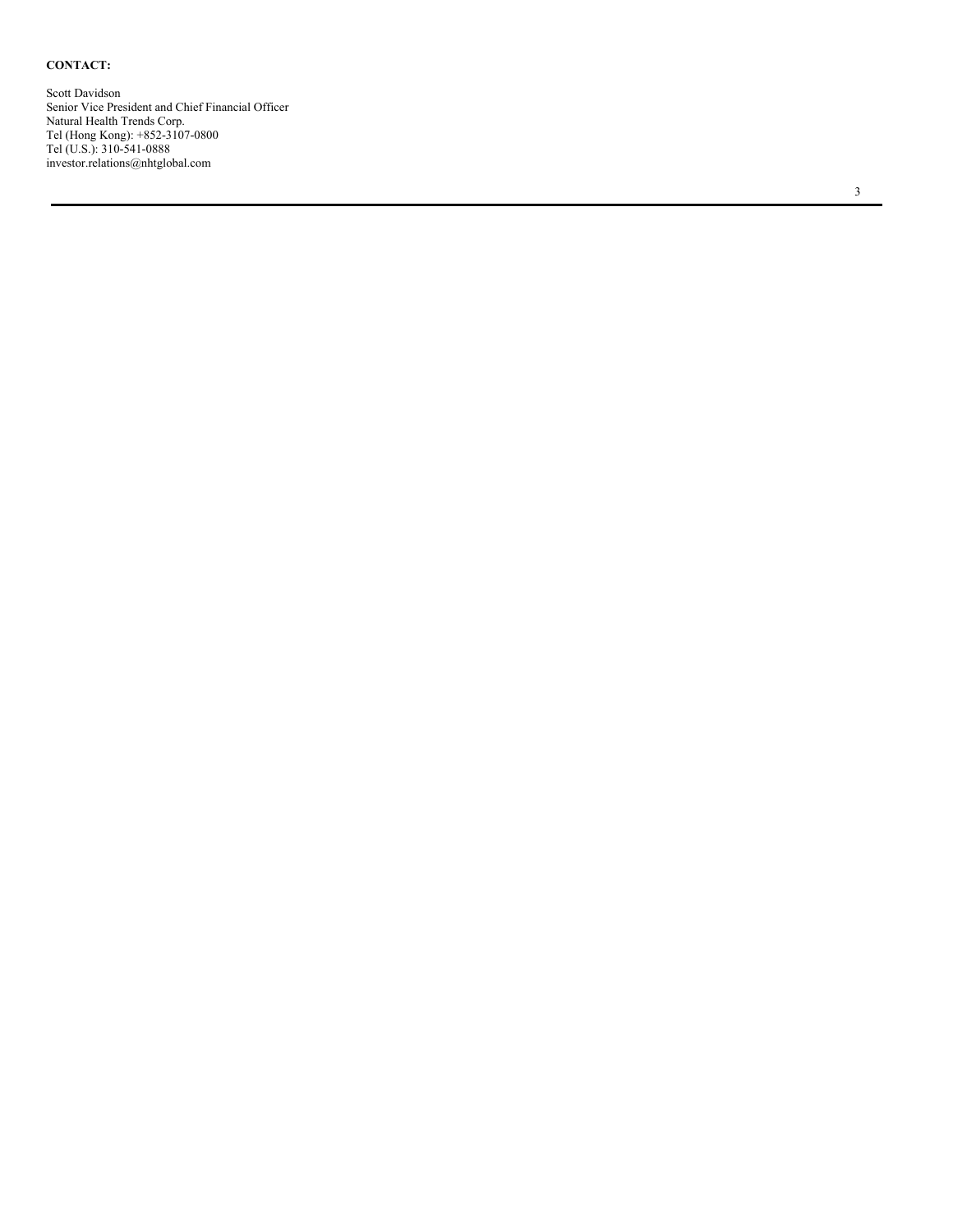**CONTACT:**

Scott Davidson
Senior Vice President and Chief Financial Officer
Natural Health Trends Corp.
Tel (Hong Kong): +852-3107-0800
Tel (U.S.): 310-541-0888
investor.relations@nhtglobal.com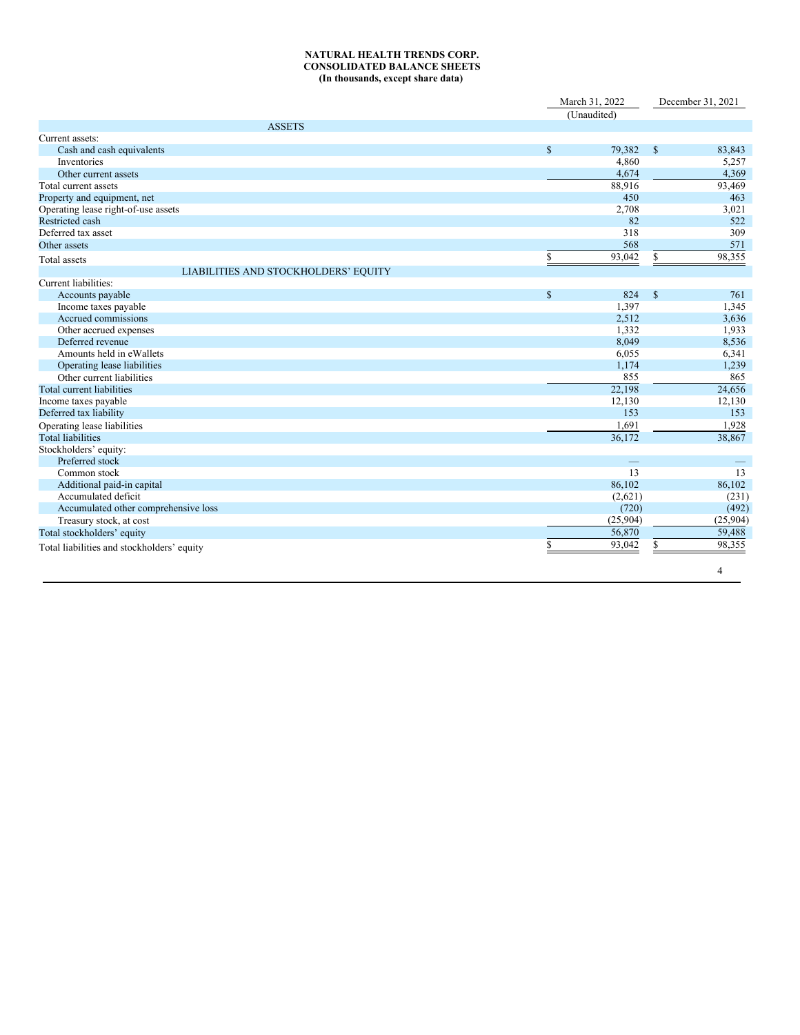**NATURAL HEALTH TRENDS CORP.**
**CONSOLIDATED BALANCE SHEETS**
**(In thousands, except share data)**

| | March 31, 2022 | December 31, 2021 |
|---|---|---|
| | (Unaudited) | |
| **ASSETS** | | |
| Current assets: | | |
| Cash and cash equivalents | $ 79,382 | $ 83,843 |
| Inventories | 4,860 | 5,257 |
| Other current assets | 4,674 | 4,369 |
| Total current assets | 88,916 | 93,469 |
| Property and equipment, net | 450 | 463 |
| Operating lease right-of-use assets | 2,708 | 3,021 |
| Restricted cash | 82 | 522 |
| Deferred tax asset | 318 | 309 |
| Other assets | 568 | 571 |
| Total assets | $ 93,042 | $ 98,355 |
| **LIABILITIES AND STOCKHOLDERS' EQUITY** | | |
| Current liabilities: | | |
| Accounts payable | $ 824 | $ 761 |
| Income taxes payable | 1,397 | 1,345 |
| Accrued commissions | 2,512 | 3,636 |
| Other accrued expenses | 1,332 | 1,933 |
| Deferred revenue | 8,049 | 8,536 |
| Amounts held in eWallets | 6,055 | 6,341 |
| Operating lease liabilities | 1,174 | 1,239 |
| Other current liabilities | 855 | 865 |
| Total current liabilities | 22,198 | 24,656 |
| Income taxes payable | 12,130 | 12,130 |
| Deferred tax liability | 153 | 153 |
| Operating lease liabilities | 1,691 | 1,928 |
| Total liabilities | 36,172 | 38,867 |
| Stockholders' equity: | | |
| Preferred stock | — | — |
| Common stock | 13 | 13 |
| Additional paid-in capital | 86,102 | 86,102 |
| Accumulated deficit | (2,621) | (231) |
| Accumulated other comprehensive loss | (720) | (492) |
| Treasury stock, at cost | (25,904) | (25,904) |
| Total stockholders' equity | 56,870 | 59,488 |
| Total liabilities and stockholders' equity | $ 93,042 | $ 98,355 |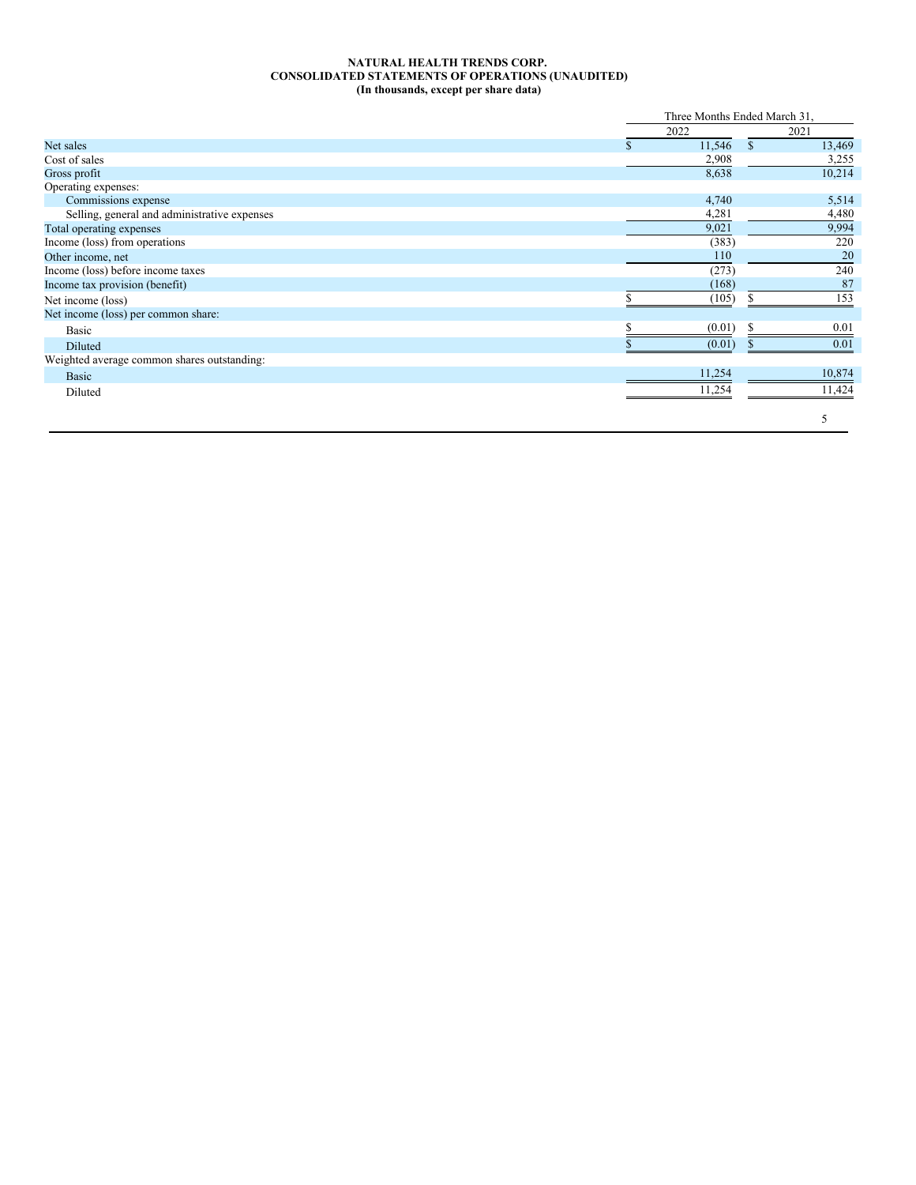**NATURAL HEALTH TRENDS CORP.**
**CONSOLIDATED STATEMENTS OF OPERATIONS (UNAUDITED)**
**(In thousands, except per share data)**

| | Three Months Ended March 31, | |
|---|---|---|
| | 2022 | 2021 |
| Net sales | $ 11,546 | $ 13,469 |
| Cost of sales | 2,908 | 3,255 |
| Gross profit | 8,638 | 10,214 |
| Operating expenses: | | |
| Commissions expense | 4,740 | 5,514 |
| Selling, general and administrative expenses | 4,281 | 4,480 |
| Total operating expenses | 9,021 | 9,994 |
| Income (loss) from operations | (383) | 220 |
| Other income, net | 110 | 20 |
| Income (loss) before income taxes | (273) | 240 |
| Income tax provision (benefit) | (168) | 87 |
| Net income (loss) | $ (105) | $ 153 |
| Net income (loss) per common share: | | |
| Basic | $ (0.01) | $ 0.01 |
| Diluted | $ (0.01) | $ 0.01 |
| Weighted average common shares outstanding: | | |
| Basic | 11,254 | 10,874 |
| Diluted | 11,254 | 11,424 |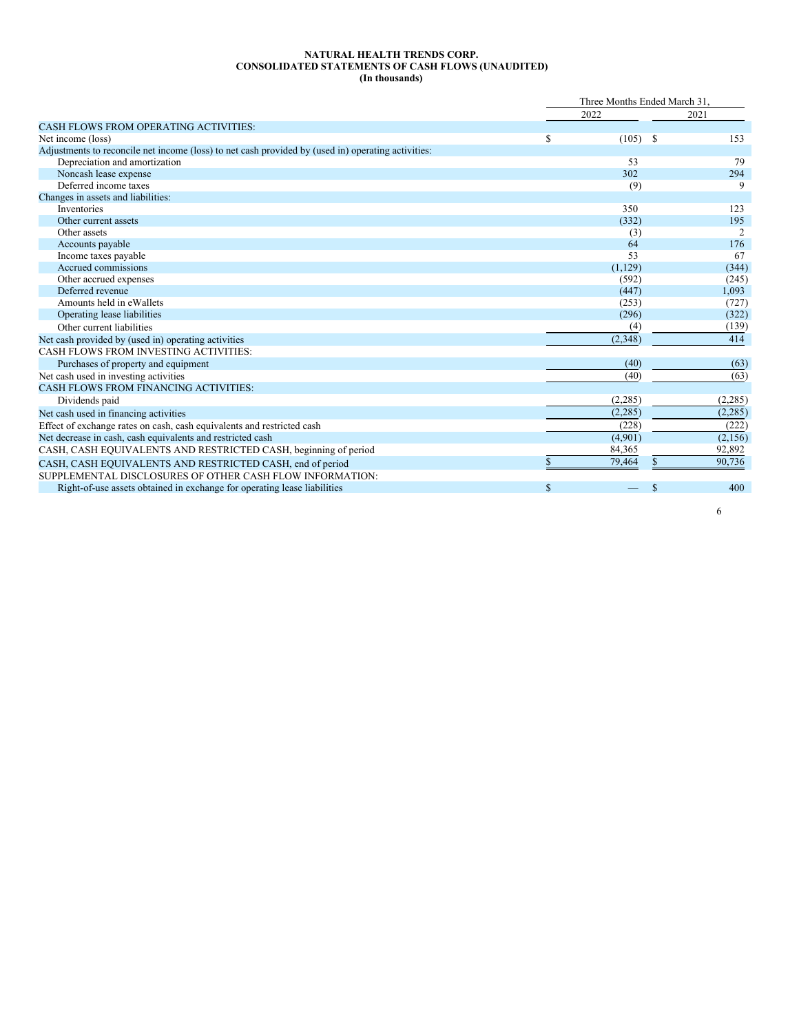**NATURAL HEALTH TRENDS CORP.**
**CONSOLIDATED STATEMENTS OF CASH FLOWS (UNAUDITED)**
**(In thousands)**

| | Three Months Ended March 31, | |
|---|---|---|
| | 2022 | 2021 |
| CASH FLOWS FROM OPERATING ACTIVITIES: | | |
| Net income (loss) | $ (105) | $ 153 |
| Adjustments to reconcile net income (loss) to net cash provided by (used in) operating activities: | | |
| Depreciation and amortization | 53 | 79 |
| Noncash lease expense | 302 | 294 |
| Deferred income taxes | (9) | 9 |
| Changes in assets and liabilities: | | |
| Inventories | 350 | 123 |
| Other current assets | (332) | 195 |
| Other assets | (3) | 2 |
| Accounts payable | 64 | 176 |
| Income taxes payable | 53 | 67 |
| Accrued commissions | (1,129) | (344) |
| Other accrued expenses | (592) | (245) |
| Deferred revenue | (447) | 1,093 |
| Amounts held in eWallets | (253) | (727) |
| Operating lease liabilities | (296) | (322) |
| Other current liabilities | (4) | (139) |
| Net cash provided by (used in) operating activities | (2,348) | 414 |
| CASH FLOWS FROM INVESTING ACTIVITIES: | | |
| Purchases of property and equipment | (40) | (63) |
| Net cash used in investing activities | (40) | (63) |
| CASH FLOWS FROM FINANCING ACTIVITIES: | | |
| Dividends paid | (2,285) | (2,285) |
| Net cash used in financing activities | (2,285) | (2,285) |
| Effect of exchange rates on cash, cash equivalents and restricted cash | (228) | (222) |
| Net decrease in cash, cash equivalents and restricted cash | (4,901) | (2,156) |
| CASH, CASH EQUIVALENTS AND RESTRICTED CASH, beginning of period | 84,365 | 92,892 |
| CASH, CASH EQUIVALENTS AND RESTRICTED CASH, end of period | $ 79,464 | $ 90,736 |
| SUPPLEMENTAL DISCLOSURES OF OTHER CASH FLOW INFORMATION: | | |
| Right-of-use assets obtained in exchange for operating lease liabilities | $ — | $ 400 |